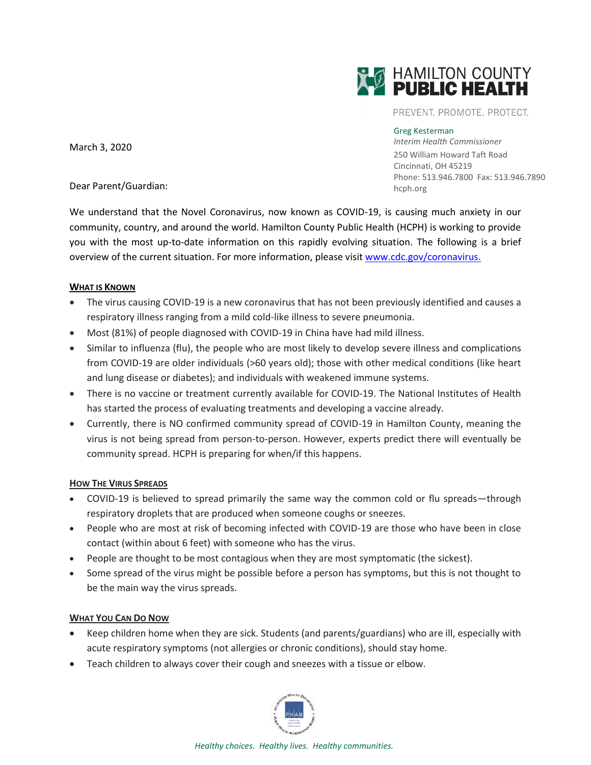HAMILTON COUNTY
**PUBLIC HEALTH**

PREVENT. PROMOTE. PROTECT.

Greg Kesterman
*Interim Health Commissioner*
250 William Howard Taft Road
Cincinnati, OH 45219
Phone: 513.946.7800 Fax: 513.946.7890
hcph.org

March 3, 2020

Dear Parent/Guardian:

We understand that the Novel Coronavirus, now known as COVID-19, is causing much anxiety in our community, country, and around the world. Hamilton County Public Health (HCPH) is working to provide you with the most up-to-date information on this rapidly evolving situation. The following is a brief overview of the current situation. For more information, please visit [www.cdc.gov/coronavirus.](http://www.cdc.gov/coronavirus)

## WHAT IS KNOWN

- The virus causing COVID-19 is a new coronavirus that has not been previously identified and causes a respiratory illness ranging from a mild cold-like illness to severe pneumonia.
- Most (81%) of people diagnosed with COVID-19 in China have had mild illness.
- Similar to influenza (flu), the people who are most likely to develop severe illness and complications from COVID-19 are older individuals (>60 years old); those with other medical conditions (like heart and lung disease or diabetes); and individuals with weakened immune systems.
- There is no vaccine or treatment currently available for COVID-19. The National Institutes of Health has started the process of evaluating treatments and developing a vaccine already.
- Currently, there is NO confirmed community spread of COVID-19 in Hamilton County, meaning the virus is not being spread from person-to-person. However, experts predict there will eventually be community spread. HCPH is preparing for when/if this happens.

## HOW THE VIRUS SPREADS

- COVID-19 is believed to spread primarily the same way the common cold or flu spreads—through respiratory droplets that are produced when someone coughs or sneezes.
- People who are most at risk of becoming infected with COVID-19 are those who have been in close contact (within about 6 feet) with someone who has the virus.
- People are thought to be most contagious when they are most symptomatic (the sickest).
- Some spread of the virus might be possible before a person has symptoms, but this is not thought to be the main way the virus spreads.

## WHAT YOU CAN DO NOW

- Keep children home when they are sick. Students (and parents/guardians) who are ill, especially with acute respiratory symptoms (not allergies or chronic conditions), should stay home.
- Teach children to always cover their cough and sneezes with a tissue or elbow.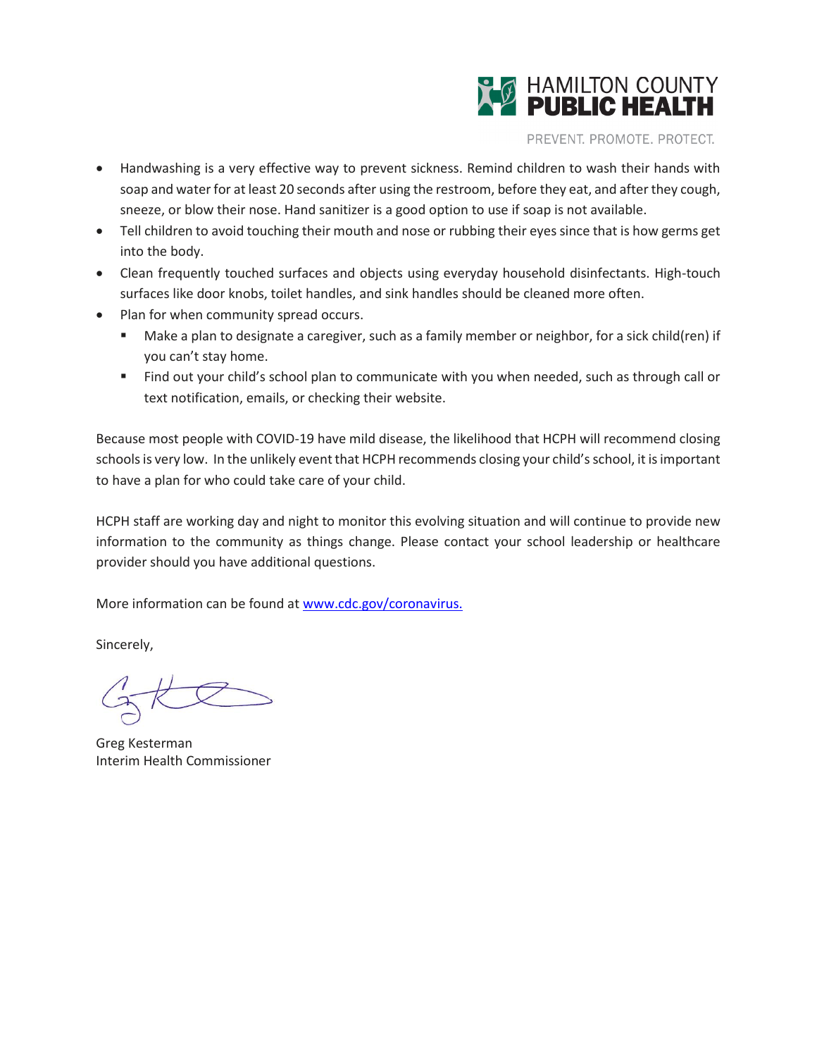- Handwashing is a very effective way to prevent sickness. Remind children to wash their hands with soap and water for at least 20 seconds after using the restroom, before they eat, and after they cough, sneeze, or blow their nose. Hand sanitizer is a good option to use if soap is not available.
- Tell children to avoid touching their mouth and nose or rubbing their eyes since that is how germs get into the body.
- Clean frequently touched surfaces and objects using everyday household disinfectants. High-touch surfaces like door knobs, toilet handles, and sink handles should be cleaned more often.
- Plan for when community spread occurs.
  - Make a plan to designate a caregiver, such as a family member or neighbor, for a sick child(ren) if you can't stay home.
  - Find out your child's school plan to communicate with you when needed, such as through call or text notification, emails, or checking their website.

Because most people with COVID-19 have mild disease, the likelihood that HCPH will recommend closing schools is very low. In the unlikely event that HCPH recommends closing your child's school, it is important to have a plan for who could take care of your child.

HCPH staff are working day and night to monitor this evolving situation and will continue to provide new information to the community as things change. Please contact your school leadership or healthcare provider should you have additional questions.

More information can be found at [www.cdc.gov/coronavirus.](http://www.cdc.gov/coronavirus)

Sincerely,

Greg Kesterman
Interim Health Commissioner